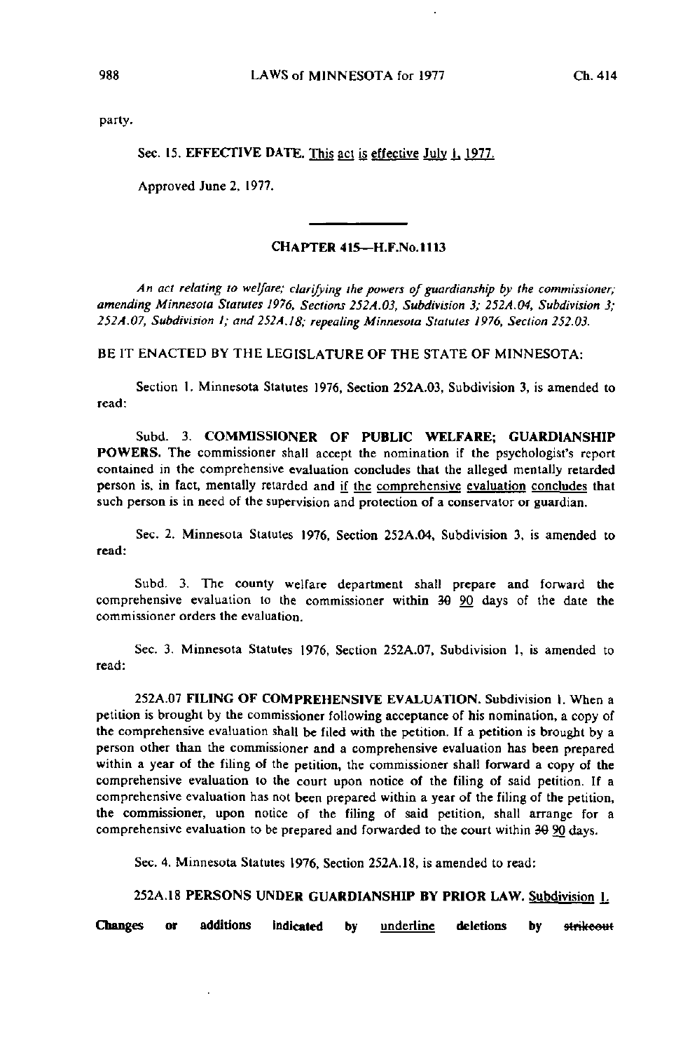party.

Sec. 15. EFFECTIVE DATE. <u>This act is effective July 1, 1977.</u>

Approved June 2, 1977.

---

## CHAPTER 415—H.F.No.1113

*An act relating to welfare; clarifying the powers of guardianship by the commissioner; amending Minnesota Statutes 1976, Sections 252A.03, Subdivision 3; 252A.04, Subdivision 3; 252A.07, Subdivision 1; and 252A.18; repealing Minnesota Statutes 1976, Section 252.03.*

BE IT ENACTED BY THE LEGISLATURE OF THE STATE OF MINNESOTA:

Section 1. Minnesota Statutes 1976, Section 252A.03, Subdivision 3, is amended to read:

Subd. 3. **COMMISSIONER OF PUBLIC WELFARE; GUARDIANSHIP POWERS.** The commissioner shall accept the nomination if the psychologist's report contained in the comprehensive evaluation concludes that the alleged mentally retarded person is, in fact, mentally retarded and <u>if the comprehensive evaluation concludes</u> that such person is in need of the supervision and protection of a conservator or guardian.

Sec. 2. Minnesota Statutes 1976, Section 252A.04, Subdivision 3, is amended to read:

Subd. 3. The county welfare department shall prepare and forward the comprehensive evaluation to the commissioner within ~~30~~ <u>90</u> days of the date the commissioner orders the evaluation.

Sec. 3. Minnesota Statutes 1976, Section 252A.07, Subdivision 1, is amended to read:

252A.07 **FILING OF COMPREHENSIVE EVALUATION.** Subdivision 1. When a petition is brought by the commissioner following acceptance of his nomination, a copy of the comprehensive evaluation shall be filed with the petition. If a petition is brought by a person other than the commissioner and a comprehensive evaluation has been prepared within a year of the filing of the petition, the commissioner shall forward a copy of the comprehensive evaluation to the court upon notice of the filing of said petition. If a comprehensive evaluation has not been prepared within a year of the filing of the petition, the commissioner, upon notice of the filing of said petition, shall arrange for a comprehensive evaluation to be prepared and forwarded to the court within ~~30~~ <u>90</u> days.

Sec. 4. Minnesota Statutes 1976, Section 252A.18, is amended to read:

252A.18 **PERSONS UNDER GUARDIANSHIP BY PRIOR LAW.** <u>Subdivision 1.</u>

Changes or additions indicated by <u>underline</u> deletions by ~~strikeout~~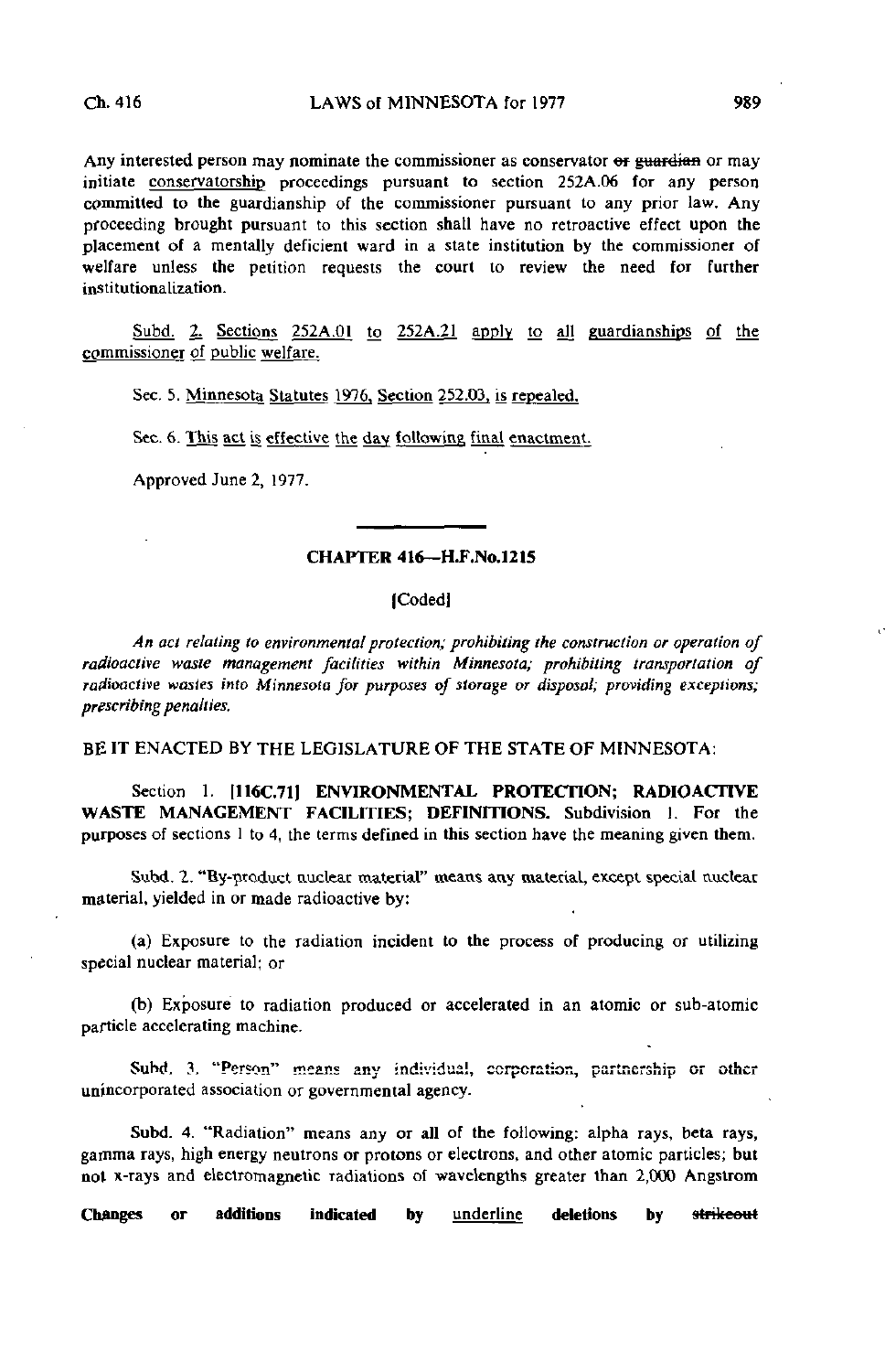Any interested person may nominate the commissioner as conservator ~~or guardian~~ or may initiate conservatorship proceedings pursuant to section 252A.06 for any person committed to the guardianship of the commissioner pursuant to any prior law. Any proceeding brought pursuant to this section shall have no retroactive effect upon the placement of a mentally deficient ward in a state institution by the commissioner of welfare unless the petition requests the court to review the need for further institutionalization.

Subd. 2. Sections 252A.01 to 252A.21 apply to all guardianships of the commissioner of public welfare.

Sec. 5. Minnesota Statutes 1976, Section 252.03, is repealed.

Sec. 6. This act is effective the day following final enactment.

Approved June 2, 1977.

## CHAPTER 416—H.F.No.1215

[Coded]

*An act relating to environmental protection; prohibiting the construction or operation of radioactive waste management facilities within Minnesota; prohibiting transportation of radioactive wastes into Minnesota for purposes of storage or disposal; providing exceptions; prescribing penalties.*

BE IT ENACTED BY THE LEGISLATURE OF THE STATE OF MINNESOTA:

Section 1. [116C.71] **ENVIRONMENTAL PROTECTION; RADIOACTIVE WASTE MANAGEMENT FACILITIES; DEFINITIONS.** Subdivision 1. For the purposes of sections 1 to 4, the terms defined in this section have the meaning given them.

Subd. 2. "By-product nuclear material" means any material, except special nuclear material, yielded in or made radioactive by:

(a) Exposure to the radiation incident to the process of producing or utilizing special nuclear material; or

(b) Exposure to radiation produced or accelerated in an atomic or sub-atomic particle accelerating machine.

Subd. 3. "Person" means any individual, corporation, partnership or other unincorporated association or governmental agency.

Subd. 4. "Radiation" means any or all of the following: alpha rays, beta rays, gamma rays, high energy neutrons or protons or electrons, and other atomic particles; but not x-rays and electromagnetic radiations of wavelengths greater than 2,000 Angstrom

**Changes or additions indicated by** underline **deletions by** ~~strikeout~~